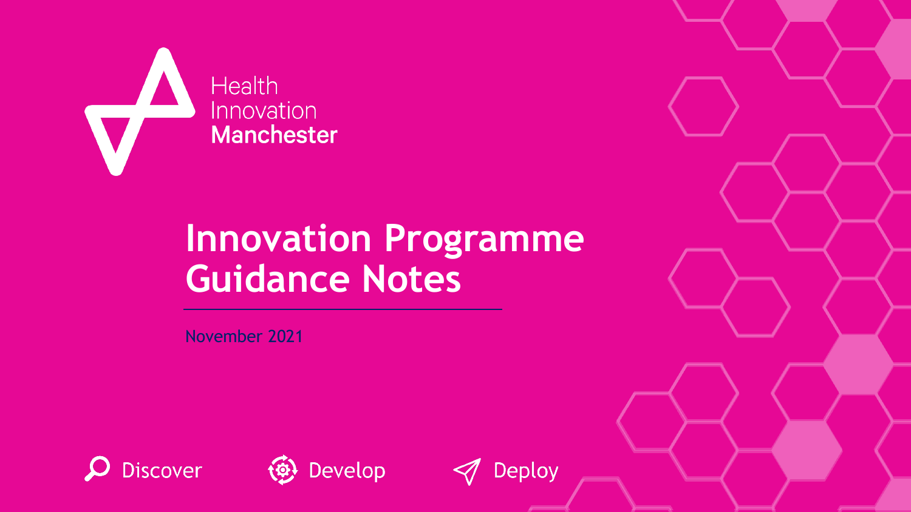Health Innovation Manchester

# Innovation Programme Guidance Notes

November 2021

Discover Develop Deploy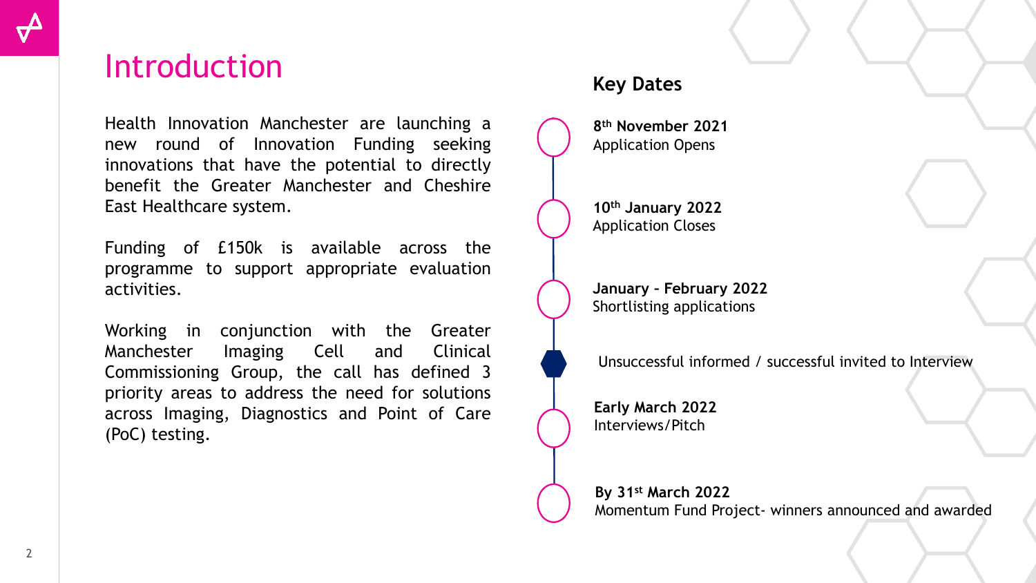# Introduction

Health Innovation Manchester are launching a new round of Innovation Funding seeking innovations that have the potential to directly benefit the Greater Manchester and Cheshire East Healthcare system.

Funding of £150k is available across the programme to support appropriate evaluation activities.

Working in conjunction with the Greater Manchester Imaging Cell and Clinical Commissioning Group, the call has defined 3 priority areas to address the need for solutions across Imaging, Diagnostics and Point of Care (PoC) testing.

## Key Dates

**8th November 2021**
Application Opens

**10th January 2022**
Application Closes

**January - February 2022**
Shortlisting applications

Unsuccessful informed / successful invited to Interview

**Early March 2022**
Interviews/Pitch

**By 31st March 2022**
Momentum Fund Project- winners announced and awarded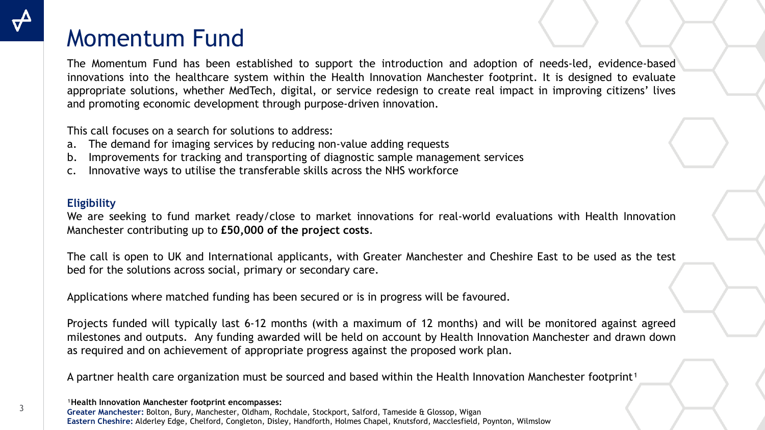# Momentum Fund

The Momentum Fund has been established to support the introduction and adoption of needs-led, evidence-based innovations into the healthcare system within the Health Innovation Manchester footprint. It is designed to evaluate appropriate solutions, whether MedTech, digital, or service redesign to create real impact in improving citizens' lives and promoting economic development through purpose-driven innovation.

This call focuses on a search for solutions to address:

a. The demand for imaging services by reducing non-value adding requests
b. Improvements for tracking and transporting of diagnostic sample management services
c. Innovative ways to utilise the transferable skills across the NHS workforce

### Eligibility

We are seeking to fund market ready/close to market innovations for real-world evaluations with Health Innovation Manchester contributing up to **£50,000 of the project costs**.

The call is open to UK and International applicants, with Greater Manchester and Cheshire East to be used as the test bed for the solutions across social, primary or secondary care.

Applications where matched funding has been secured or is in progress will be favoured.

Projects funded will typically last 6-12 months (with a maximum of 12 months) and will be monitored against agreed milestones and outputs. Any funding awarded will be held on account by Health Innovation Manchester and drawn down as required and on achievement of appropriate progress against the proposed work plan.

A partner health care organization must be sourced and based within the Health Innovation Manchester footprint[1]

[1] **Health Innovation Manchester footprint encompasses:**
**Greater Manchester:** Bolton, Bury, Manchester, Oldham, Rochdale, Stockport, Salford, Tameside & Glossop, Wigan
**Eastern Cheshire:** Alderley Edge, Chelford, Congleton, Disley, Handforth, Holmes Chapel, Knutsford, Macclesfield, Poynton, Wilmslow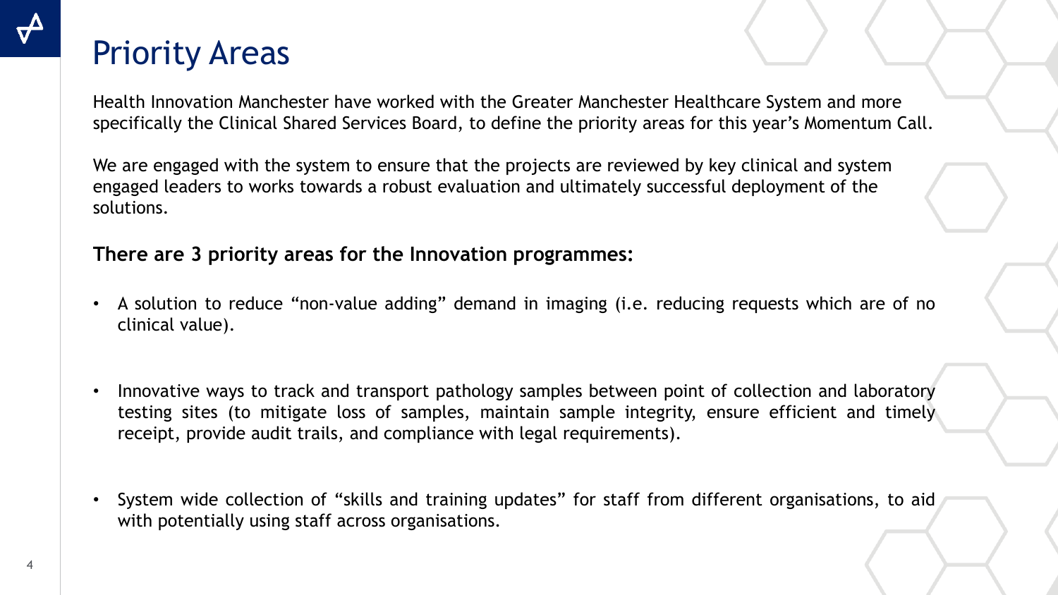# Priority Areas

Health Innovation Manchester have worked with the Greater Manchester Healthcare System and more specifically the Clinical Shared Services Board, to define the priority areas for this year's Momentum Call.

We are engaged with the system to ensure that the projects are reviewed by key clinical and system engaged leaders to works towards a robust evaluation and ultimately successful deployment of the solutions.

**There are 3 priority areas for the Innovation programmes:**

- A solution to reduce "non-value adding" demand in imaging (i.e. reducing requests which are of no clinical value).
- Innovative ways to track and transport pathology samples between point of collection and laboratory testing sites (to mitigate loss of samples, maintain sample integrity, ensure efficient and timely receipt, provide audit trails, and compliance with legal requirements).
- System wide collection of "skills and training updates" for staff from different organisations, to aid with potentially using staff across organisations.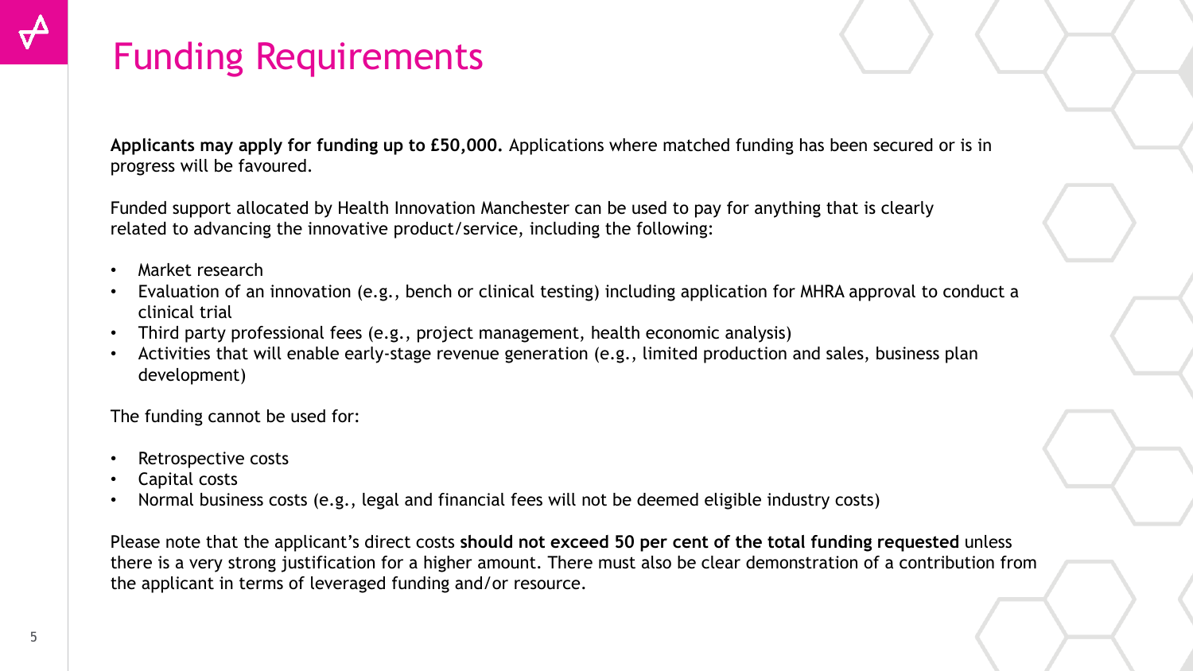# Funding Requirements

**Applicants may apply for funding up to £50,000.** Applications where matched funding has been secured or is in progress will be favoured.

Funded support allocated by Health Innovation Manchester can be used to pay for anything that is clearly related to advancing the innovative product/service, including the following:

- Market research
- Evaluation of an innovation (e.g., bench or clinical testing) including application for MHRA approval to conduct a clinical trial
- Third party professional fees (e.g., project management, health economic analysis)
- Activities that will enable early-stage revenue generation (e.g., limited production and sales, business plan development)

The funding cannot be used for:

- Retrospective costs
- Capital costs
- Normal business costs (e.g., legal and financial fees will not be deemed eligible industry costs)

Please note that the applicant's direct costs **should not exceed 50 per cent of the total funding requested** unless there is a very strong justification for a higher amount. There must also be clear demonstration of a contribution from the applicant in terms of leveraged funding and/or resource.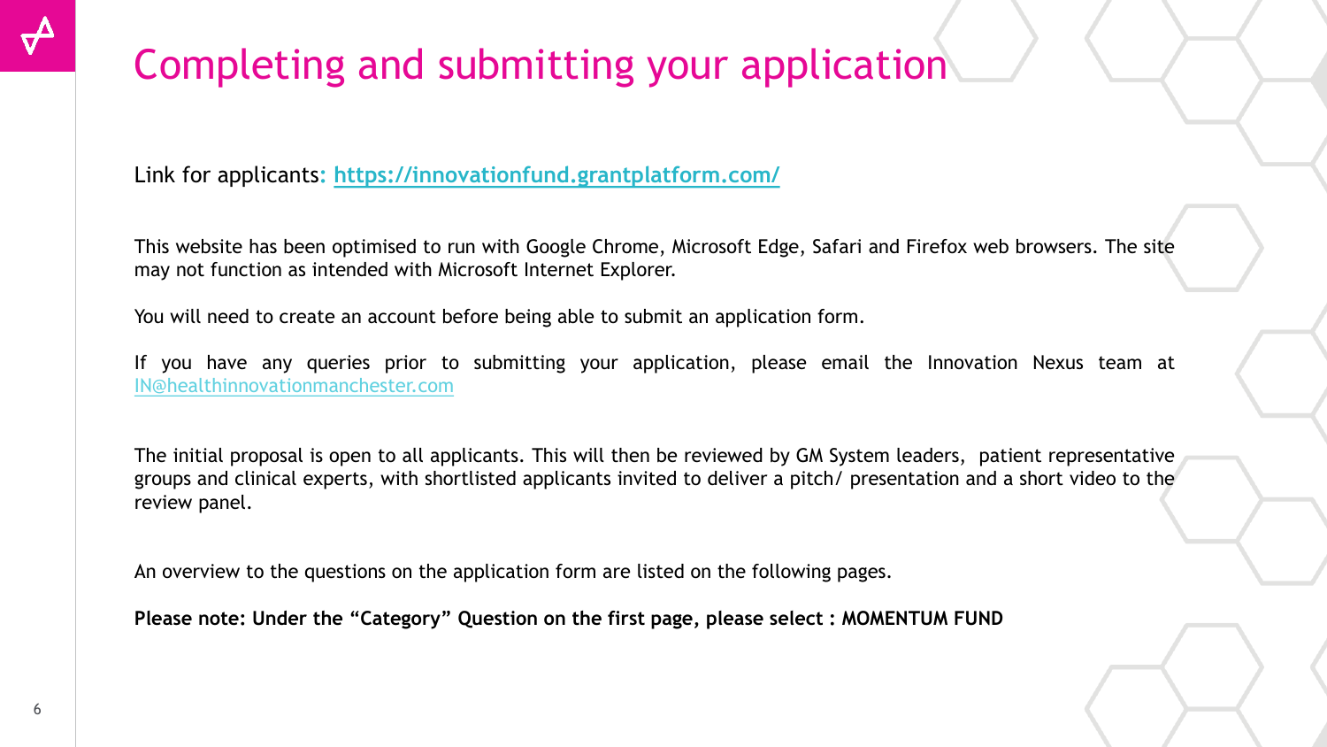# Completing and submitting your application

Link for applicants: [https://innovationfund.grantplatform.com/](https://innovationfund.grantplatform.com/)

This website has been optimised to run with Google Chrome, Microsoft Edge, Safari and Firefox web browsers. The site may not function as intended with Microsoft Internet Explorer.

You will need to create an account before being able to submit an application form.

If you have any queries prior to submitting your application, please email the Innovation Nexus team at [IN@healthinnovationmanchester.com](mailto:IN@healthinnovationmanchester.com)

The initial proposal is open to all applicants. This will then be reviewed by GM System leaders, patient representative groups and clinical experts, with shortlisted applicants invited to deliver a pitch/ presentation and a short video to the review panel.

An overview to the questions on the application form are listed on the following pages.

**Please note: Under the "Category" Question on the first page, please select : MOMENTUM FUND**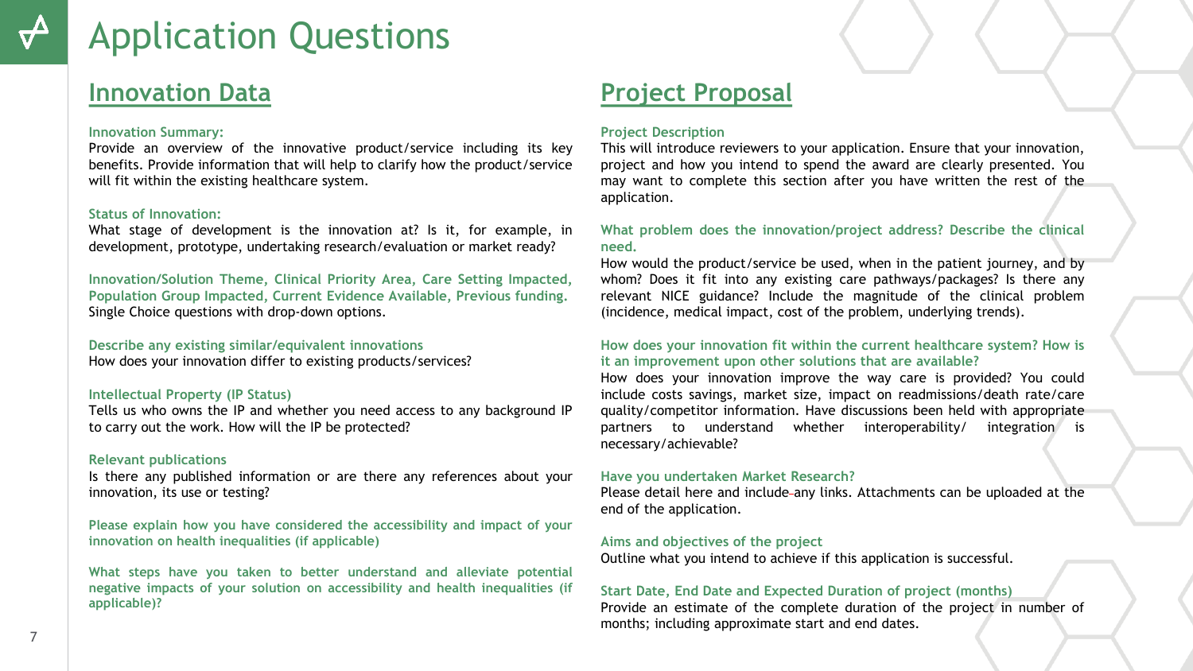# Application Questions

## Innovation Data

**Innovation Summary:**
Provide an overview of the innovative product/service including its key benefits. Provide information that will help to clarify how the product/service will fit within the existing healthcare system.

**Status of Innovation:**
What stage of development is the innovation at? Is it, for example, in development, prototype, undertaking research/evaluation or market ready?

**Innovation/Solution Theme, Clinical Priority Area, Care Setting Impacted, Population Group Impacted, Current Evidence Available, Previous funding.**
Single Choice questions with drop-down options.

**Describe any existing similar/equivalent innovations**
How does your innovation differ to existing products/services?

**Intellectual Property (IP Status)**
Tells us who owns the IP and whether you need access to any background IP to carry out the work. How will the IP be protected?

**Relevant publications**
Is there any published information or are there any references about your innovation, its use or testing?

**Please explain how you have considered the accessibility and impact of your innovation on health inequalities (if applicable)**

**What steps have you taken to better understand and alleviate potential negative impacts of your solution on accessibility and health inequalities (if applicable)?**

## Project Proposal

**Project Description**
This will introduce reviewers to your application. Ensure that your innovation, project and how you intend to spend the award are clearly presented. You may want to complete this section after you have written the rest of the application.

**What problem does the innovation/project address? Describe the clinical need.**
How would the product/service be used, when in the patient journey, and by whom? Does it fit into any existing care pathways/packages? Is there any relevant NICE guidance? Include the magnitude of the clinical problem (incidence, medical impact, cost of the problem, underlying trends).

**How does your innovation fit within the current healthcare system? How is it an improvement upon other solutions that are available?**
How does your innovation improve the way care is provided? You could include costs savings, market size, impact on readmissions/death rate/care quality/competitor information. Have discussions been held with appropriate partners to understand whether interoperability/ integration is necessary/achievable?

**Have you undertaken Market Research?**
Please detail here and include any links. Attachments can be uploaded at the end of the application.

**Aims and objectives of the project**
Outline what you intend to achieve if this application is successful.

**Start Date, End Date and Expected Duration of project (months)**
Provide an estimate of the complete duration of the project in number of months; including approximate start and end dates.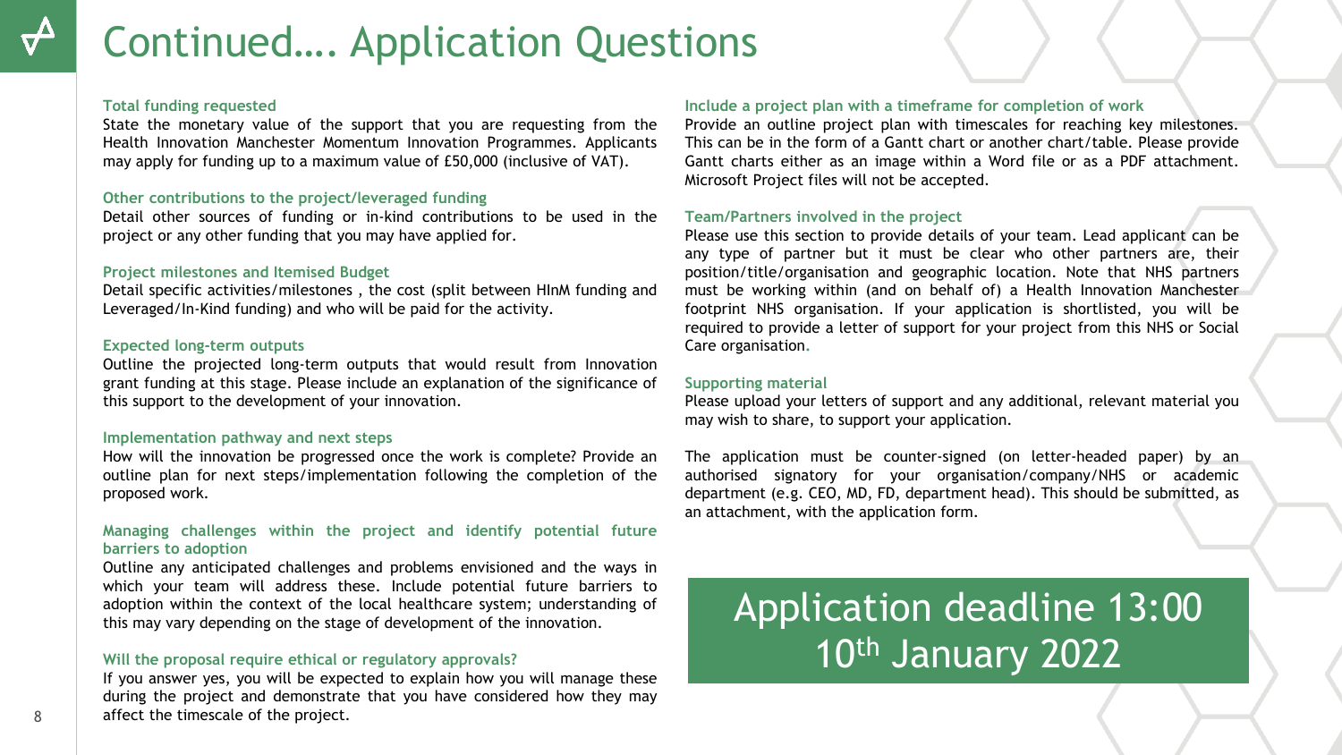# Continued…. Application Questions

### Total funding requested

State the monetary value of the support that you are requesting from the Health Innovation Manchester Momentum Innovation Programmes. Applicants may apply for funding up to a maximum value of £50,000 (inclusive of VAT).

### Other contributions to the project/leveraged funding

Detail other sources of funding or in-kind contributions to be used in the project or any other funding that you may have applied for.

### Project milestones and Itemised Budget

Detail specific activities/milestones , the cost (split between HInM funding and Leveraged/In-Kind funding) and who will be paid for the activity.

### Expected long-term outputs

Outline the projected long-term outputs that would result from Innovation grant funding at this stage. Please include an explanation of the significance of this support to the development of your innovation.

### Implementation pathway and next steps

How will the innovation be progressed once the work is complete? Provide an outline plan for next steps/implementation following the completion of the proposed work.

### Managing challenges within the project and identify potential future barriers to adoption

Outline any anticipated challenges and problems envisioned and the ways in which your team will address these. Include potential future barriers to adoption within the context of the local healthcare system; understanding of this may vary depending on the stage of development of the innovation.

### Will the proposal require ethical or regulatory approvals?

If you answer yes, you will be expected to explain how you will manage these during the project and demonstrate that you have considered how they may affect the timescale of the project.

### Include a project plan with a timeframe for completion of work

Provide an outline project plan with timescales for reaching key milestones. This can be in the form of a Gantt chart or another chart/table. Please provide Gantt charts either as an image within a Word file or as a PDF attachment. Microsoft Project files will not be accepted.

### Team/Partners involved in the project

Please use this section to provide details of your team. Lead applicant can be any type of partner but it must be clear who other partners are, their position/title/organisation and geographic location. Note that NHS partners must be working within (and on behalf of) a Health Innovation Manchester footprint NHS organisation. If your application is shortlisted, you will be required to provide a letter of support for your project from this NHS or Social Care organisation.

### Supporting material

Please upload your letters of support and any additional, relevant material you may wish to share, to support your application.

The application must be counter-signed (on letter-headed paper) by an authorised signatory for your organisation/company/NHS or academic department (e.g. CEO, MD, FD, department head). This should be submitted, as an attachment, with the application form.

## Application deadline 13:00 10th January 2022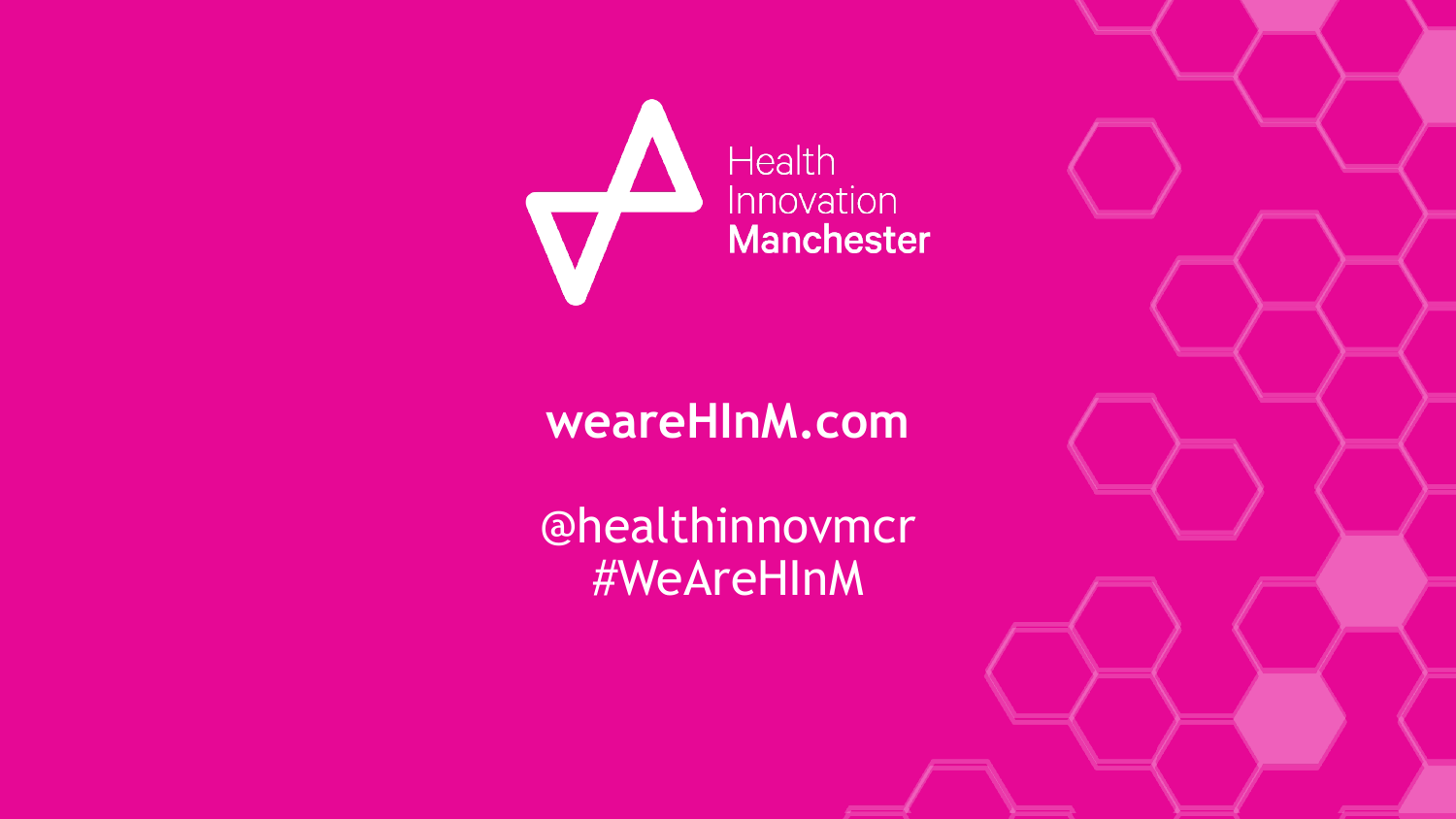Health
Innovation
**Manchester**

**weareHInM.com**

@healthinnovmcr
#WeAreHInM